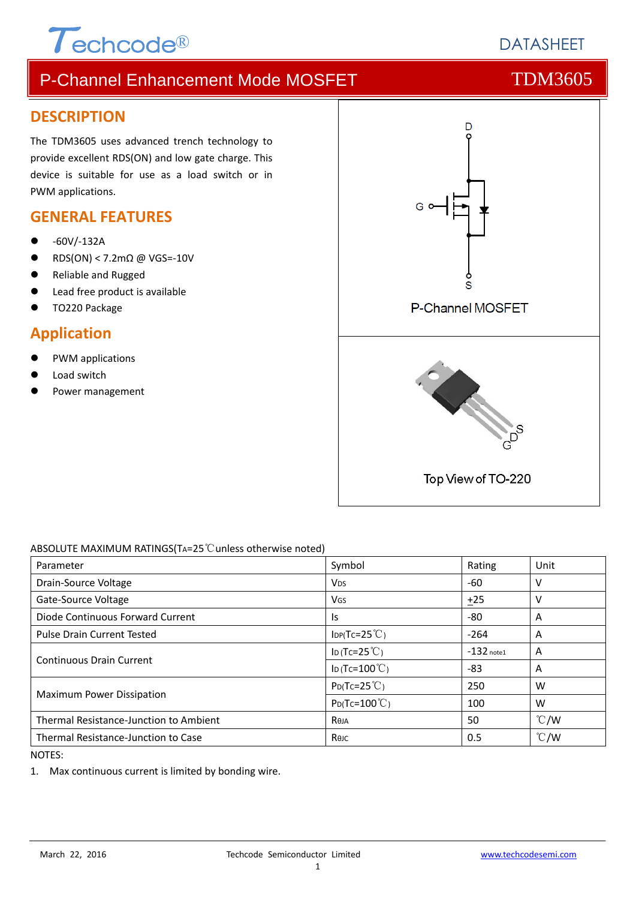# Techcode®

DATASHEET

## P-Channel Enhancement Mode MOSFET — TDM3605

## DESCRIPTION

The TDM3605 uses advanced trench technology to provide excellent RDS(ON) and low gate charge. This device is suitable for use as a load switch or in PWM applications.

## GENERAL FEATURES

- -60V/-132A
- RDS(ON) < 7.2mΩ @ VGS=-10V
- Reliable and Rugged
- Lead free product is available
- TO220 Package

## Application

- PWM applications
- Load switch
- Power management

P-Channel MOSFET

Top View of TO-220

ABSOLUTE MAXIMUM RATINGS($T_A$=25℃unless otherwise noted)

| Parameter | Symbol | Rating | Unit |
|---|---|---|---|
| Drain-Source Voltage | $V_{DS}$ | -60 | V |
| Gate-Source Voltage | $V_{GS}$ | ±25 | V |
| Diode Continuous Forward Current | $I_S$ | -80 | A |
| Pulse Drain Current Tested | $I_{DP}$($T_C$=25℃) | -264 | A |
| Continuous Drain Current | $I_D$ ($T_C$=25℃) | -132 note1 | A |
| | $I_D$ ($T_C$=100℃) | -83 | A |
| Maximum Power Dissipation | $P_D$($T_C$=25℃) | 250 | W |
| | $P_D$($T_C$=100℃) | 100 | W |
| Thermal Resistance-Junction to Ambient | $R_{\theta JA}$ | 50 | ℃/W |
| Thermal Resistance-Junction to Case | $R_{\theta JC}$ | 0.5 | ℃/W |

NOTES:

1. Max continuous current is limited by bonding wire.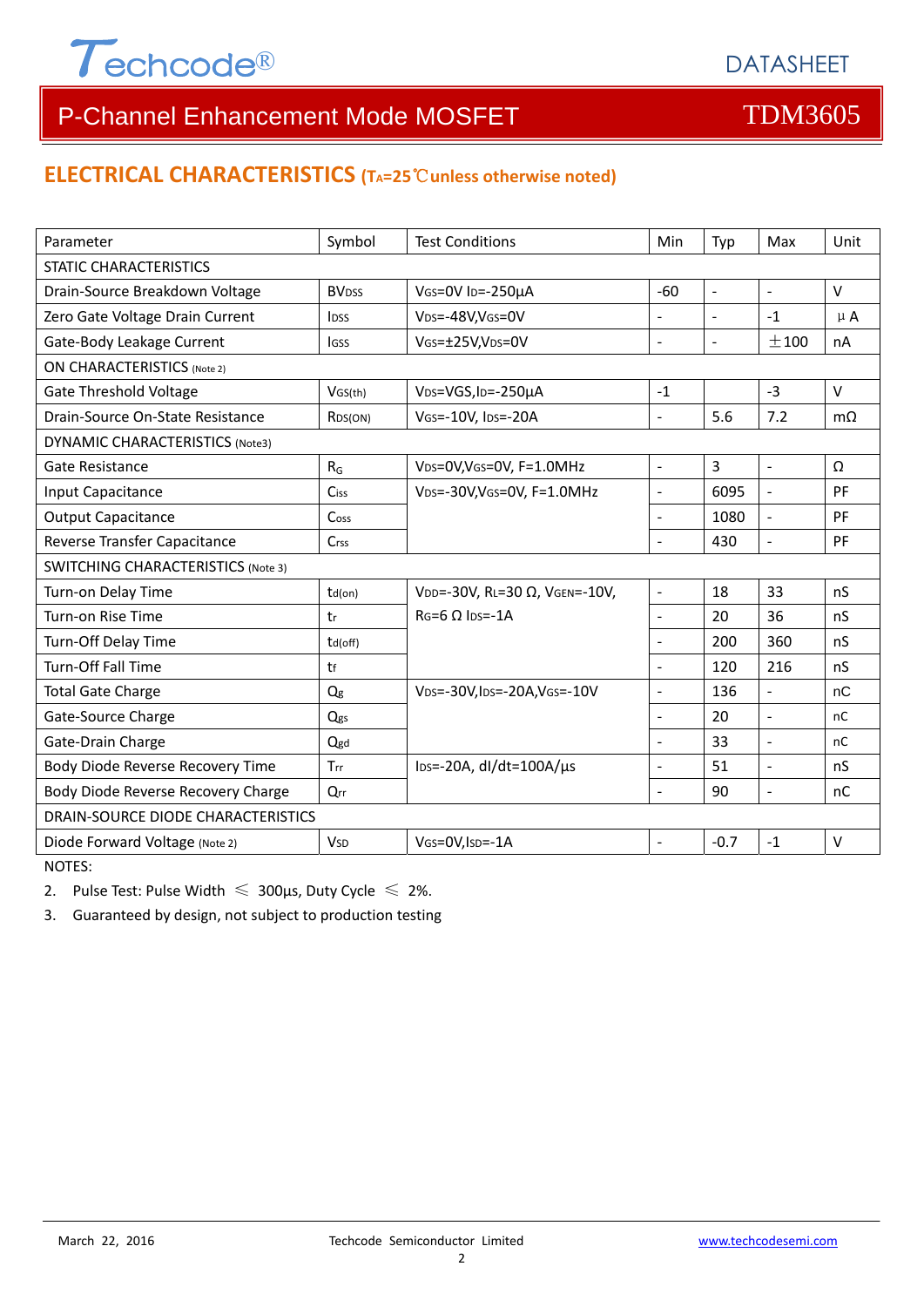# P-Channel Enhancement Mode MOSFET — TDM3605

## ELECTRICAL CHARACTERISTICS ($T_A$=25℃unless otherwise noted)

| Parameter | Symbol | Test Conditions | Min | Typ | Max | Unit |
|---|---|---|---|---|---|---|
| STATIC CHARACTERISTICS | | | | | | |
| Drain-Source Breakdown Voltage | $BV_{DSS}$ | $V_{GS}$=0V $I_D$=-250μA | -60 | - | - | V |
| Zero Gate Voltage Drain Current | $I_{DSS}$ | $V_{DS}$=-48V,$V_{GS}$=0V | - | - | -1 | μA |
| Gate-Body Leakage Current | $I_{GSS}$ | $V_{GS}$=±25V,$V_{DS}$=0V | - | - | ±100 | nA |
| ON CHARACTERISTICS (Note 2) | | | | | | |
| Gate Threshold Voltage | $V_{GS(th)}$ | $V_{DS}$=VGS,$I_D$=-250μA | -1 | | -3 | V |
| Drain-Source On-State Resistance | $R_{DS(ON)}$ | $V_{GS}$=-10V, $I_{DS}$=-20A | - | 5.6 | 7.2 | mΩ |
| DYNAMIC CHARACTERISTICS (Note3) | | | | | | |
| Gate Resistance | $R_G$ | $V_{DS}$=0V,$V_{GS}$=0V, F=1.0MHz | - | 3 | - | Ω |
| Input Capacitance | $C_{iss}$ | $V_{DS}$=-30V,$V_{GS}$=0V, F=1.0MHz | - | 6095 | - | PF |
| Output Capacitance | $C_{oss}$ | | - | 1080 | - | PF |
| Reverse Transfer Capacitance | $C_{rss}$ | | - | 430 | - | PF |
| SWITCHING CHARACTERISTICS (Note 3) | | | | | | |
| Turn-on Delay Time | $t_{d(on)}$ | $V_{DD}$=-30V, $R_L$=30 Ω, $V_{GEN}$=-10V, $R_G$=6 Ω $I_{DS}$=-1A | - | 18 | 33 | nS |
| Turn-on Rise Time | $t_r$ | | - | 20 | 36 | nS |
| Turn-Off Delay Time | $t_{d(off)}$ | | - | 200 | 360 | nS |
| Turn-Off Fall Time | $t_f$ | | - | 120 | 216 | nS |
| Total Gate Charge | $Q_g$ | $V_{DS}$=-30V,$I_{DS}$=-20A,$V_{GS}$=-10V | - | 136 | - | nC |
| Gate-Source Charge | $Q_{gs}$ | | - | 20 | - | nC |
| Gate-Drain Charge | $Q_{gd}$ | | - | 33 | - | nC |
| Body Diode Reverse Recovery Time | $T_{rr}$ | $I_{DS}$=-20A, dI/dt=100A/μs | - | 51 | - | nS |
| Body Diode Reverse Recovery Charge | $Q_{rr}$ | | - | 90 | - | nC |
| DRAIN-SOURCE DIODE CHARACTERISTICS | | | | | | |
| Diode Forward Voltage (Note 2) | $V_{SD}$ | $V_{GS}$=0V,$I_{SD}$=-1A | - | -0.7 | -1 | V |

NOTES:

2. Pulse Test: Pulse Width ≤ 300μs, Duty Cycle ≤ 2%.
3. Guaranteed by design, not subject to production testing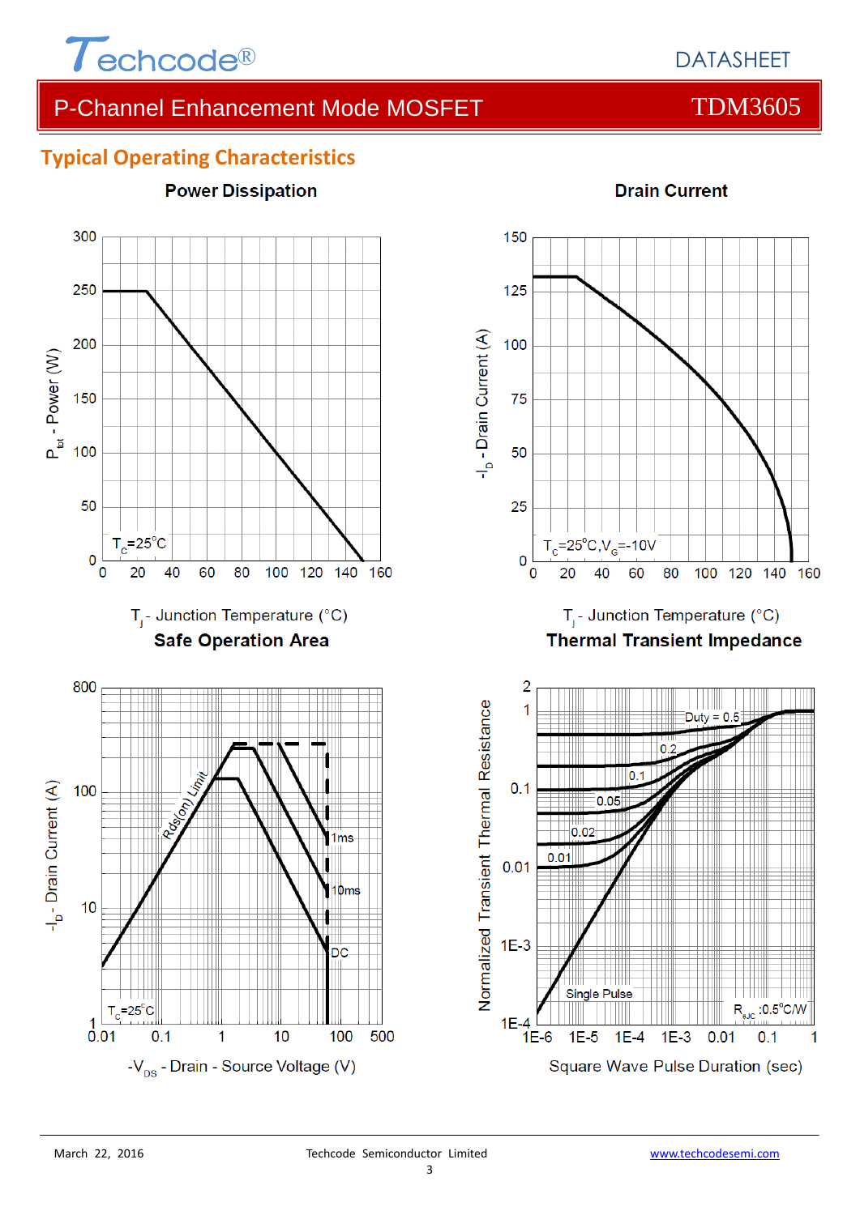## Typical Operating Characteristics

**Power Dissipation**

$T_C$=25°C

$P_{tot}$ - Power (W)

$T_J$ - Junction Temperature (°C)

**Drain Current**

$T_C$=25°C, $V_G$=-10V

$-I_D$ - Drain Current (A)

$T_J$ - Junction Temperature (°C)

**Safe Operation Area**

Rds(on) Limit

1ms

10ms

DC

$T_C$=25°C

$-I_D$ - Drain Current (A)

$-V_{DS}$ - Drain - Source Voltage (V)

**Thermal Transient Impedance**

Duty = 0.5

0.2

0.1

0.05

0.02

0.01

Single Pulse

$R_{\theta JC}$ :0.5°C/W

Normalized Transient Thermal Resistance

Square Wave Pulse Duration (sec)

March 22, 2016 Techcode Semiconductor Limited www.techcodesemi.com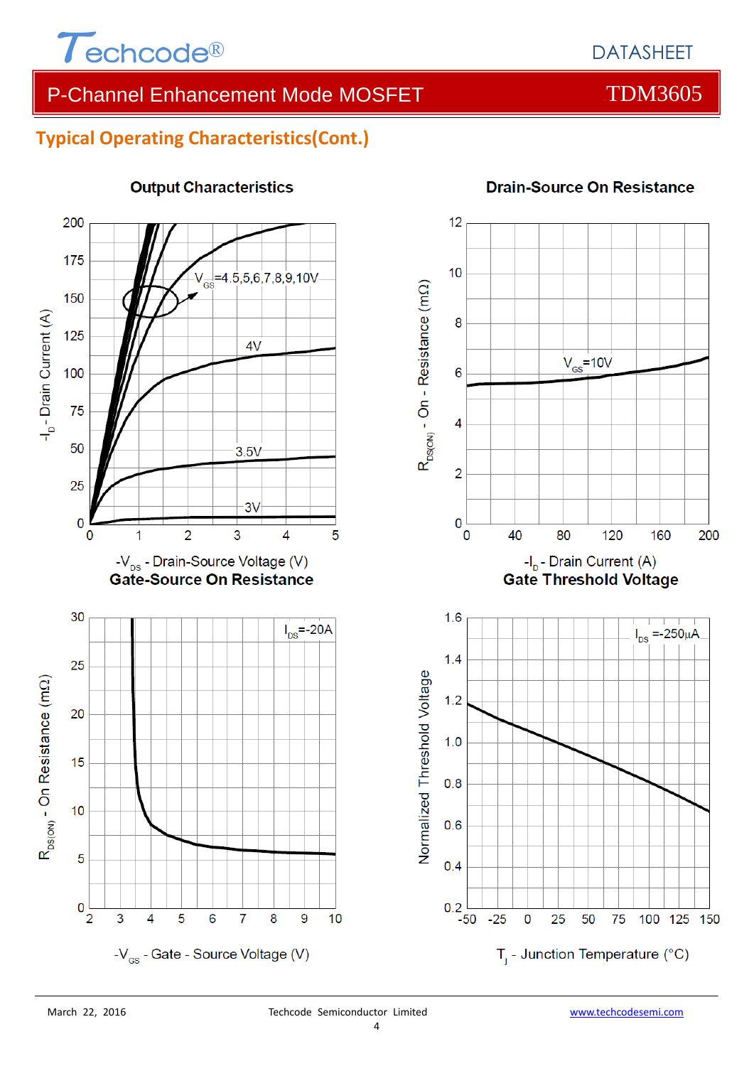## Typical Operating Characteristics(Cont.)

**Output Characteristics**

$V_{GS}$=4.5,5,6,7,8,9,10V

4V

3.5V

3V

$-I_D$ - Drain Current (A)

$-V_{DS}$ - Drain-Source Voltage (V)

**Drain-Source On Resistance**

$V_{GS}$=10V

$R_{DS(ON)}$ - On - Resistance (mΩ)

$-I_D$ - Drain Current (A)

**Gate-Source On Resistance**

$I_{DS}$=-20A

$R_{DS(ON)}$ - On Resistance (mΩ)

$-V_{GS}$ - Gate - Source Voltage (V)

**Gate Threshold Voltage**

$I_{DS}$ =-250μA

Normalized Threshold Voltage

$T_J$ - Junction Temperature (°C)

March 22, 2016 Techcode Semiconductor Limited www.techcodesemi.com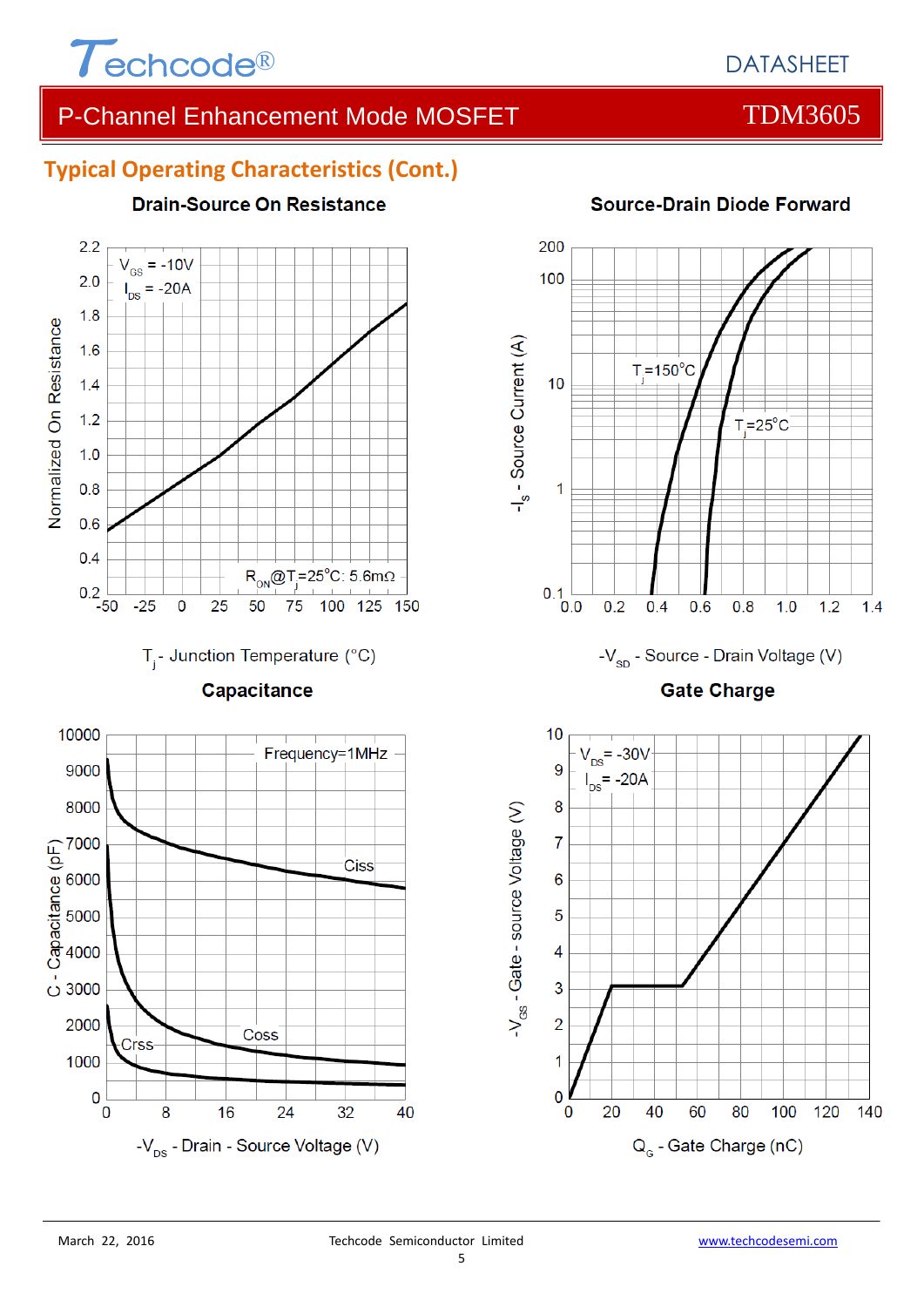## Typical Operating Characteristics (Cont.)

### Drain-Source On Resistance

$V_{GS}$ = -10V
$I_{DS}$ = -20A

$R_{ON}$@$T_j$=25°C: 5.6mΩ

Normalized On Resistance

$T_j$ - Junction Temperature (°C)

### Source-Drain Diode Forward

$T_j$=150°C

$T_j$=25°C

$-I_S$ - Source Current (A)

$-V_{SD}$ - Source - Drain Voltage (V)

### Capacitance

Frequency=1MHz

Ciss

Coss

Crss

C - Capacitance (pF)

$-V_{DS}$ - Drain - Source Voltage (V)

### Gate Charge

$V_{DS}$= -30V
$I_{DS}$= -20A

$-V_{GS}$ - Gate - source Voltage (V)

$Q_G$ - Gate Charge (nC)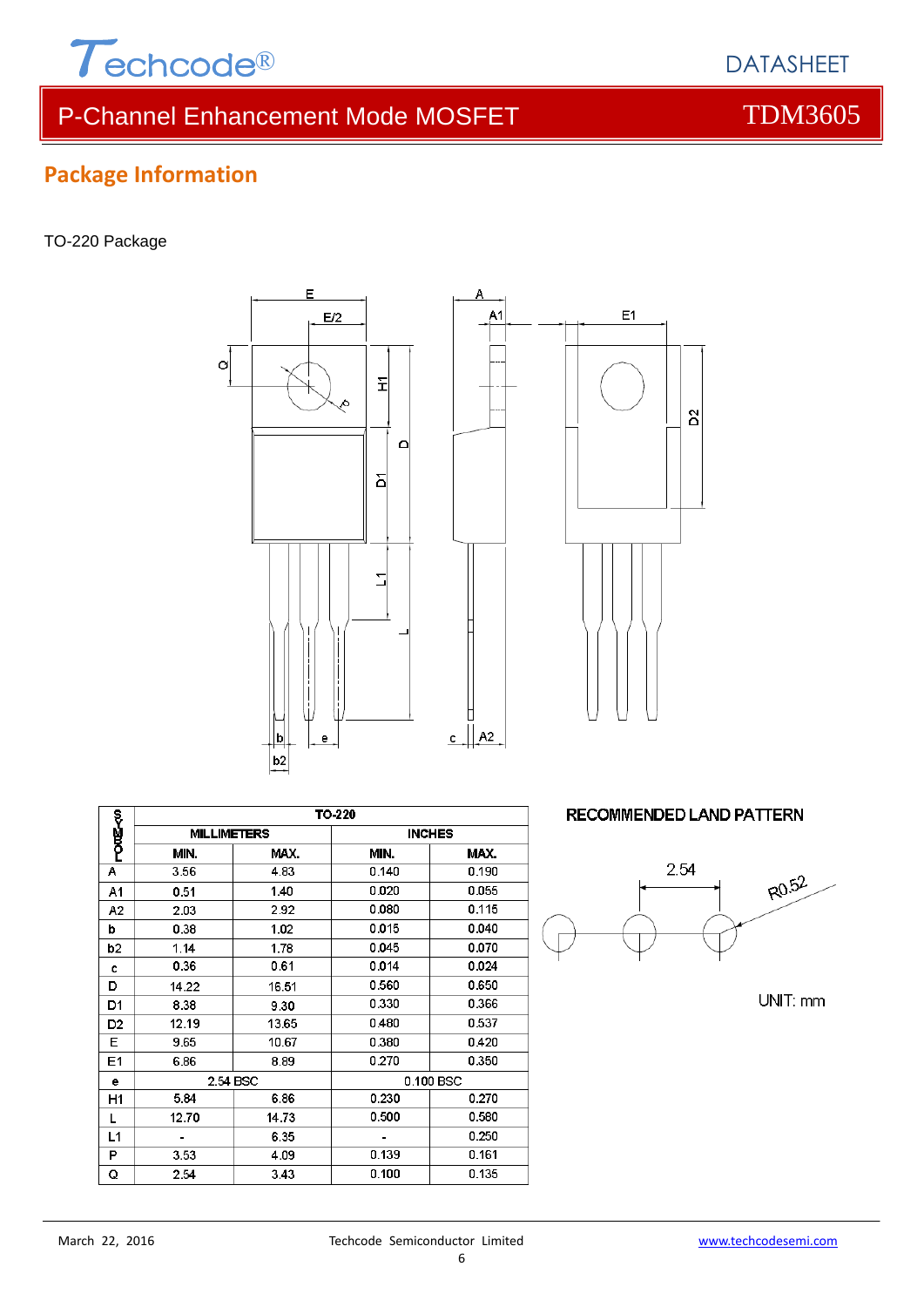## Package Information

TO-220 Package

| SYMBOL | TO-220 | | | |
|---|---|---|---|---|
| | MILLIMETERS | | INCHES | |
| | MIN. | MAX. | MIN. | MAX. |
| A | 3.56 | 4.83 | 0.140 | 0.190 |
| A1 | 0.51 | 1.40 | 0.020 | 0.055 |
| A2 | 2.03 | 2.92 | 0.080 | 0.115 |
| b | 0.38 | 1.02 | 0.015 | 0.040 |
| b2 | 1.14 | 1.78 | 0.045 | 0.070 |
| c | 0.36 | 0.61 | 0.014 | 0.024 |
| D | 14.22 | 16.51 | 0.560 | 0.650 |
| D1 | 8.38 | 9.30 | 0.330 | 0.366 |
| D2 | 12.19 | 13.65 | 0.480 | 0.537 |
| E | 9.65 | 10.67 | 0.380 | 0.420 |
| E1 | 6.86 | 8.89 | 0.270 | 0.350 |
| e | 2.54 BSC | | 0.100 BSC | |
| H1 | 5.84 | 6.86 | 0.230 | 0.270 |
| L | 12.70 | 14.73 | 0.500 | 0.580 |
| L1 | - | 6.35 | - | 0.250 |
| P | 3.53 | 4.09 | 0.139 | 0.161 |
| Q | 2.54 | 3.43 | 0.100 | 0.135 |

RECOMMENDED LAND PATTERN

2.54

R0.52

UNIT: mm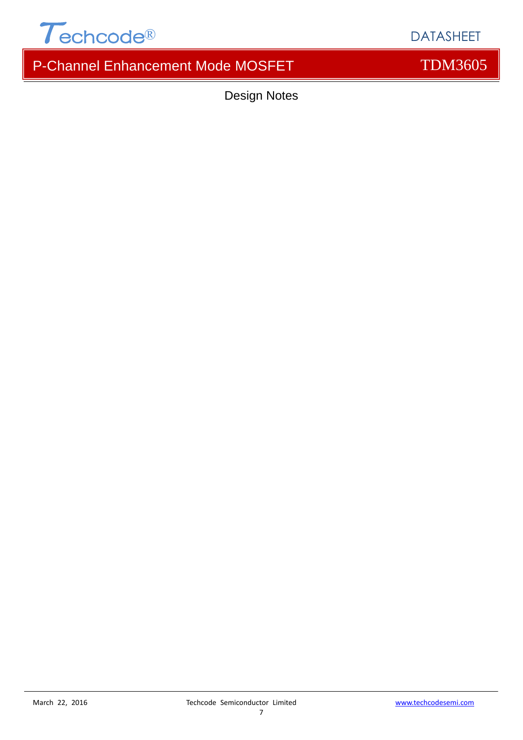Design Notes